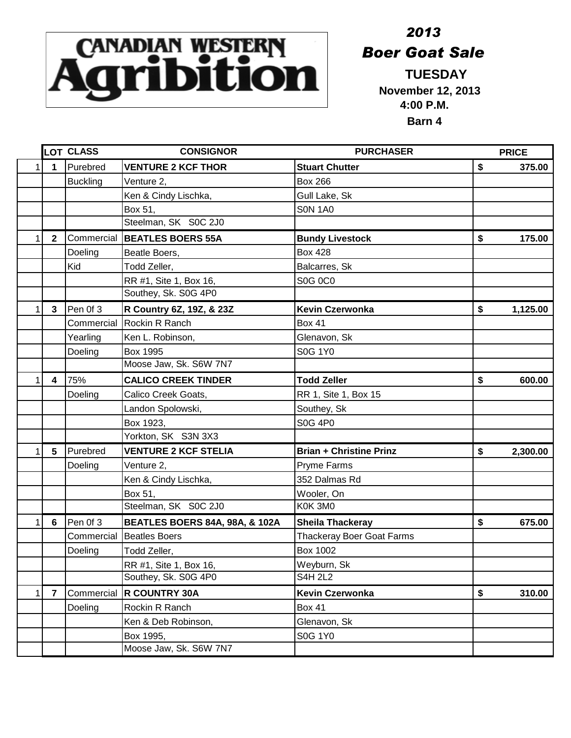CANADIAN WESTERN Agribition

*2013*

***Boer Goat Sale***

**TUESDAY**

**November 12, 2013**

**4:00 P.M.**

**Barn 4**

| | LOT | CLASS | CONSIGNOR | PURCHASER | PRICE |
|---|---|---|---|---|---|
| 1 | **1** | Purebred | **VENTURE 2 KCF THOR** | **Stuart Chutter** | **$ 375.00** |
| | | Buckling | Venture 2, | Box 266 | |
| | | | Ken & Cindy Lischka, | Gull Lake, Sk | |
| | | | Box 51, | S0N 1A0 | |
| | | | Steelman, SK S0C 2J0 | | |
| 1 | **2** | Commercial | **BEATLES BOERS 55A** | **Bundy Livestock** | **$ 175.00** |
| | | Doeling | Beatle Boers, | Box 428 | |
| | | Kid | Todd Zeller, | Balcarres, Sk | |
| | | | RR #1, Site 1, Box 16, | S0G 0C0 | |
| | | | Southey, Sk. S0G 4P0 | | |
| 1 | **3** | Pen 0f 3 | **R Country 6Z, 19Z, & 23Z** | **Kevin Czerwonka** | **$ 1,125.00** |
| | | Commercial | Rockin R Ranch | Box 41 | |
| | | Yearling | Ken L. Robinson, | Glenavon, Sk | |
| | | Doeling | Box 1995 | S0G 1Y0 | |
| | | | Moose Jaw, Sk. S6W 7N7 | | |
| 1 | **4** | 75% | **CALICO CREEK TINDER** | **Todd Zeller** | **$ 600.00** |
| | | Doeling | Calico Creek Goats, | RR 1, Site 1, Box 15 | |
| | | | Landon Spolowski, | Southey, Sk | |
| | | | Box 1923, | S0G 4P0 | |
| | | | Yorkton, SK S3N 3X3 | | |
| 1 | **5** | Purebred | **VENTURE 2 KCF STELIA** | **Brian + Christine Prinz** | **$ 2,300.00** |
| | | Doeling | Venture 2, | Pryme Farms | |
| | | | Ken & Cindy Lischka, | 352 Dalmas Rd | |
| | | | Box 51, | Wooler, On | |
| | | | Steelman, SK S0C 2J0 | K0K 3M0 | |
| 1 | **6** | Pen 0f 3 | **BEATLES BOERS 84A, 98A, & 102A** | **Sheila Thackeray** | **$ 675.00** |
| | | Commercial | Beatles Boers | Thackeray Boer Goat Farms | |
| | | Doeling | Todd Zeller, | Box 1002 | |
| | | | RR #1, Site 1, Box 16, | Weyburn, Sk | |
| | | | Southey, Sk. S0G 4P0 | S4H 2L2 | |
| 1 | **7** | Commercial | **R COUNTRY 30A** | **Kevin Czerwonka** | **$ 310.00** |
| | | Doeling | Rockin R Ranch | Box 41 | |
| | | | Ken & Deb Robinson, | Glenavon, Sk | |
| | | | Box 1995, | S0G 1Y0 | |
| | | | Moose Jaw, Sk. S6W 7N7 | | |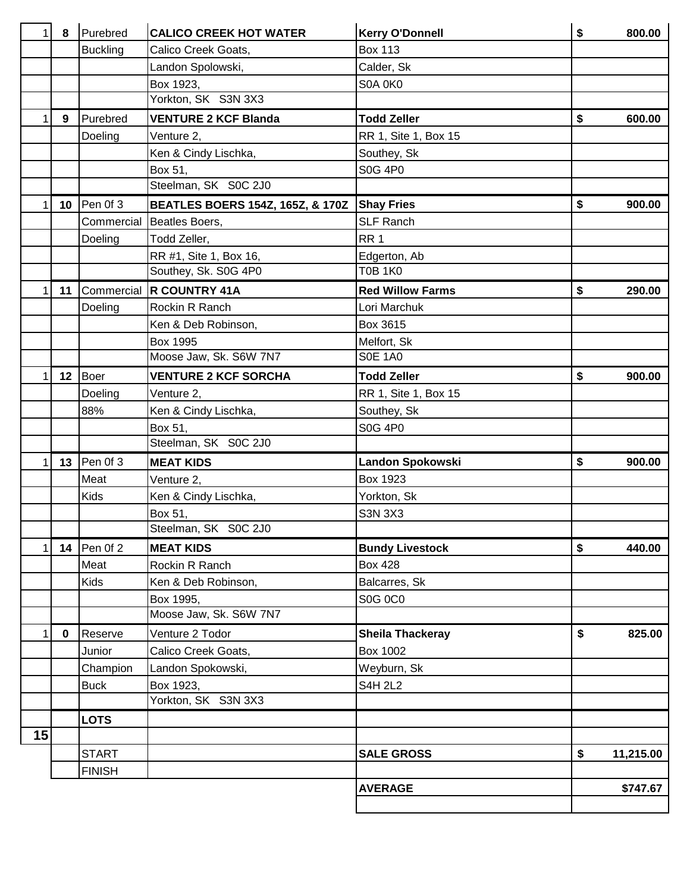| | | | | | |
|---|---|---|---|---|---|
| 1 | 8 | Purebred | **CALICO CREEK HOT WATER** | **Kerry O'Donnell** | $ 800.00 |
| | | Buckling | Calico Creek Goats, | Box 113 | |
| | | | Landon Spolowski, | Calder, Sk | |
| | | | Box 1923, | S0A 0K0 | |
| | | | Yorkton, SK S3N 3X3 | | |
| 1 | 9 | Purebred | **VENTURE 2 KCF Blanda** | **Todd Zeller** | $ 600.00 |
| | | Doeling | Venture 2, | RR 1, Site 1, Box 15 | |
| | | | Ken & Cindy Lischka, | Southey, Sk | |
| | | | Box 51, | S0G 4P0 | |
| | | | Steelman, SK S0C 2J0 | | |
| 1 | 10 | Pen 0f 3 | **BEATLES BOERS 154Z, 165Z, & 170Z** | **Shay Fries** | $ 900.00 |
| | | Commercial | Beatles Boers, | SLF Ranch | |
| | | Doeling | Todd Zeller, | RR 1 | |
| | | | RR #1, Site 1, Box 16, | Edgerton, Ab | |
| | | | Southey, Sk. S0G 4P0 | T0B 1K0 | |
| 1 | 11 | Commercial | **R COUNTRY 41A** | **Red Willow Farms** | $ 290.00 |
| | | Doeling | Rockin R Ranch | Lori Marchuk | |
| | | | Ken & Deb Robinson, | Box 3615 | |
| | | | Box 1995 | Melfort, Sk | |
| | | | Moose Jaw, Sk. S6W 7N7 | S0E 1A0 | |
| 1 | 12 | Boer | **VENTURE 2 KCF SORCHA** | **Todd Zeller** | $ 900.00 |
| | | Doeling | Venture 2, | RR 1, Site 1, Box 15 | |
| | | 88% | Ken & Cindy Lischka, | Southey, Sk | |
| | | | Box 51, | S0G 4P0 | |
| | | | Steelman, SK S0C 2J0 | | |
| 1 | 13 | Pen 0f 3 | **MEAT KIDS** | **Landon Spokowski** | $ 900.00 |
| | | Meat | Venture 2, | Box 1923 | |
| | | Kids | Ken & Cindy Lischka, | Yorkton, Sk | |
| | | | Box 51, | S3N 3X3 | |
| | | | Steelman, SK S0C 2J0 | | |
| 1 | 14 | Pen 0f 2 | **MEAT KIDS** | **Bundy Livestock** | $ 440.00 |
| | | Meat | Rockin R Ranch | Box 428 | |
| | | Kids | Ken & Deb Robinson, | Balcarres, Sk | |
| | | | Box 1995, | S0G 0C0 | |
| | | | Moose Jaw, Sk. S6W 7N7 | | |
| 1 | 0 | Reserve | Venture 2 Todor | **Sheila Thackeray** | $ 825.00 |
| | | Junior | Calico Creek Goats, | Box 1002 | |
| | | Champion | Landon Spokowski, | Weyburn, Sk | |
| | | Buck | Box 1923, | S4H 2L2 | |
| | | | Yorkton, SK S3N 3X3 | | |
| | | **LOTS** | | | |
| **15** | | | | | |
| | | START | | **SALE GROSS** | $ 11,215.00 |
| | | FINISH | | | |
| | | | | **AVERAGE** | $747.67 |